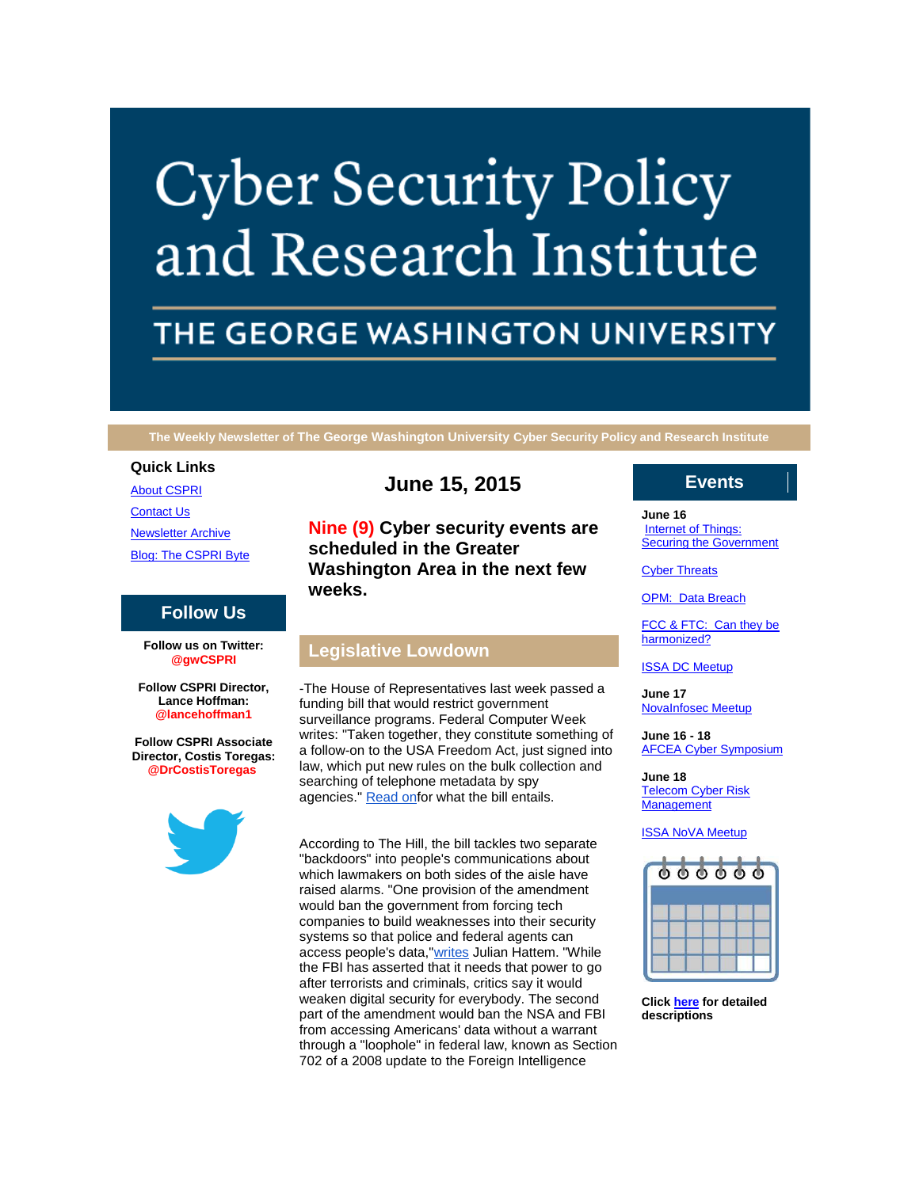# Cyber Security Policy and Research Institute

## THE GEORGE WASHINGTON UNIVERSITY

**The Weekly Newsletter of The George Washington University Cyber Security Policy and Research Institute**

### Quick Links

About CSPRI

Contact Us

Newsletter Archive

Blog: The CSPRI Byte

### Follow Us

**Follow us on Twitter: @gwCSPRI**

**Follow CSPRI Director, Lance Hoffman: @lancehoffman1**

**Follow CSPRI Associate Director, Costis Toregas: @DrCostisToregas**

## June 15, 2015

### Nine (9) Cyber security events are scheduled in the Greater Washington Area in the next few weeks.

## Legislative Lowdown

-The House of Representatives last week passed a funding bill that would restrict government surveillance programs. Federal Computer Week writes: "Taken together, they constitute something of a follow-on to the USA Freedom Act, just signed into law, which put new rules on the bulk collection and searching of telephone metadata by spy agencies." Read onfor what the bill entails.

According to The Hill, the bill tackles two separate "backdoors" into people's communications about which lawmakers on both sides of the aisle have raised alarms. "One provision of the amendment would ban the government from forcing tech companies to build weaknesses into their security systems so that police and federal agents can access people's data,"writes Julian Hattem. "While the FBI has asserted that it needs that power to go after terrorists and criminals, critics say it would weaken digital security for everybody. The second part of the amendment would ban the NSA and FBI from accessing Americans' data without a warrant through a "loophole" in federal law, known as Section 702 of a 2008 update to the Foreign Intelligence

## Events

**June 16**
Internet of Things: Securing the Government

Cyber Threats

OPM: Data Breach

FCC & FTC: Can they be harmonized?

ISSA DC Meetup

**June 17**
NovaInfosec Meetup

**June 16 - 18**
AFCEA Cyber Symposium

**June 18**
Telecom Cyber Risk Management

ISSA NoVA Meetup

**Click here for detailed descriptions**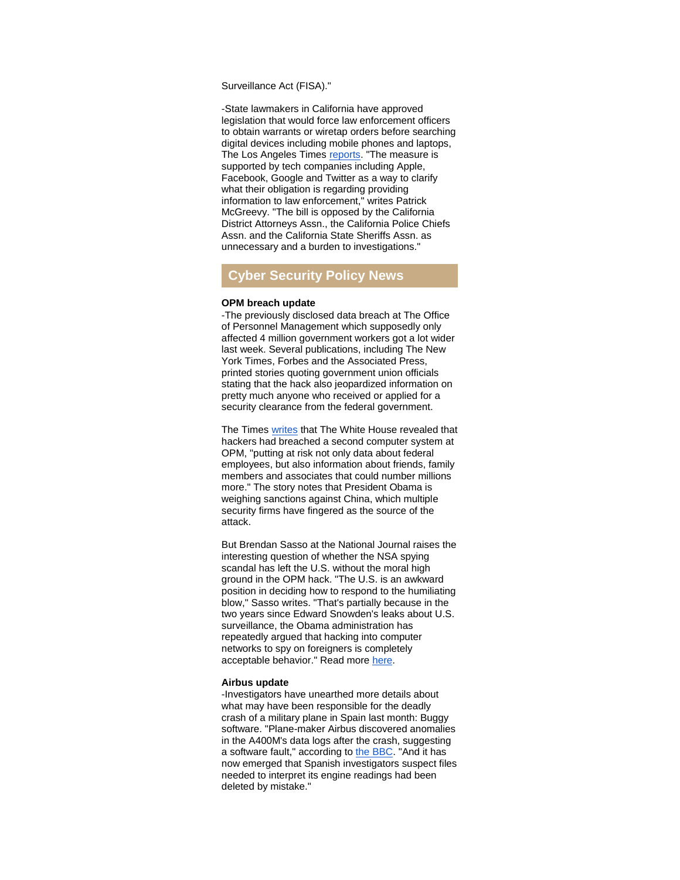Surveillance Act (FISA)."

-State lawmakers in California have approved legislation that would force law enforcement officers to obtain warrants or wiretap orders before searching digital devices including mobile phones and laptops, The Los Angeles Times reports. "The measure is supported by tech companies including Apple, Facebook, Google and Twitter as a way to clarify what their obligation is regarding providing information to law enforcement," writes Patrick McGreevy. "The bill is opposed by the California District Attorneys Assn., the California Police Chiefs Assn. and the California State Sheriffs Assn. as unnecessary and a burden to investigations."

## Cyber Security Policy News

**OPM breach update**

-The previously disclosed data breach at The Office of Personnel Management which supposedly only affected 4 million government workers got a lot wider last week. Several publications, including The New York Times, Forbes and the Associated Press, printed stories quoting government union officials stating that the hack also jeopardized information on pretty much anyone who received or applied for a security clearance from the federal government.

The Times writes that The White House revealed that hackers had breached a second computer system at OPM, "putting at risk not only data about federal employees, but also information about friends, family members and associates that could number millions more." The story notes that President Obama is weighing sanctions against China, which multiple security firms have fingered as the source of the attack.

But Brendan Sasso at the National Journal raises the interesting question of whether the NSA spying scandal has left the U.S. without the moral high ground in the OPM hack. "The U.S. is an awkward position in deciding how to respond to the humiliating blow," Sasso writes. "That's partially because in the two years since Edward Snowden's leaks about U.S. surveillance, the Obama administration has repeatedly argued that hacking into computer networks to spy on foreigners is completely acceptable behavior." Read more here.

**Airbus update**

-Investigators have unearthed more details about what may have been responsible for the deadly crash of a military plane in Spain last month: Buggy software. "Plane-maker Airbus discovered anomalies in the A400M's data logs after the crash, suggesting a software fault," according to the BBC. "And it has now emerged that Spanish investigators suspect files needed to interpret its engine readings had been deleted by mistake."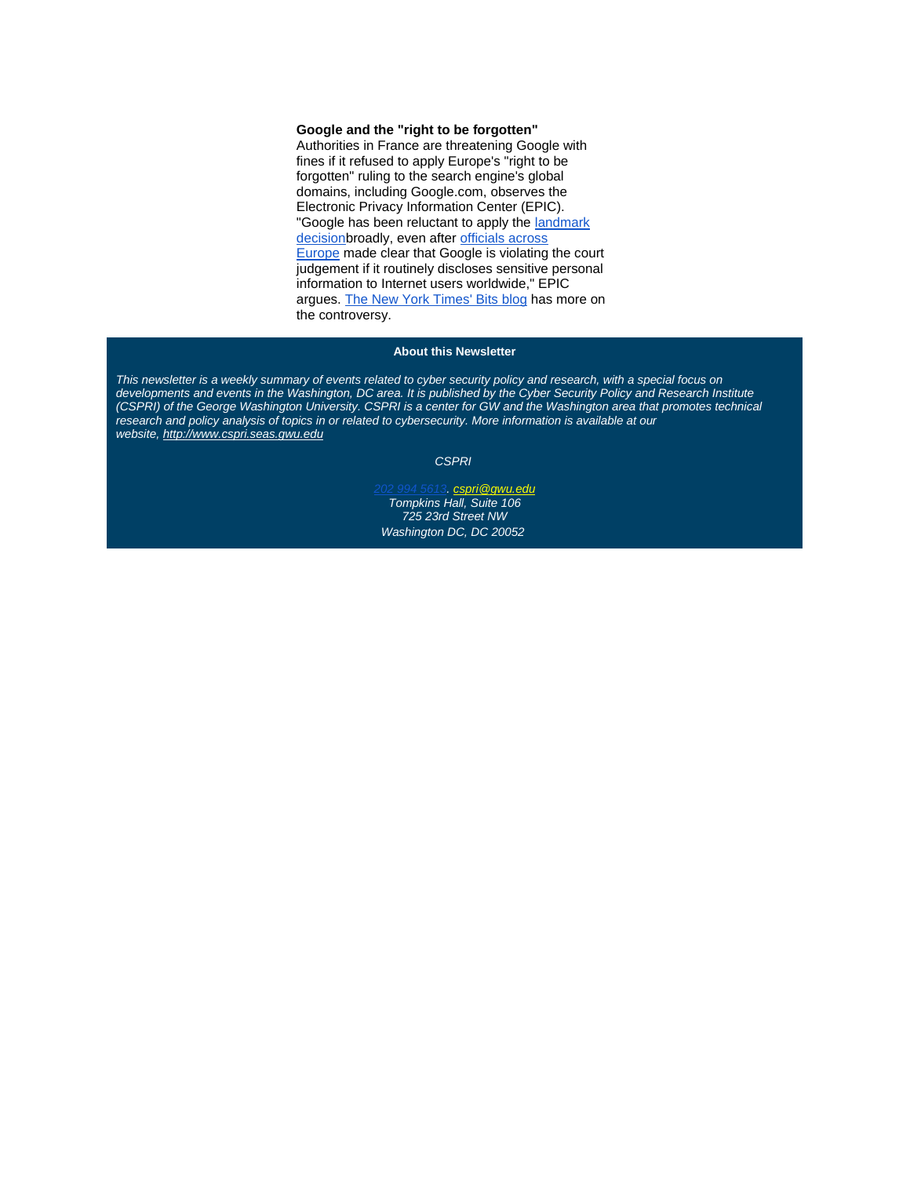**Google and the "right to be forgotten"**

Authorities in France are threatening Google with fines if it refused to apply Europe's "right to be forgotten" ruling to the search engine's global domains, including Google.com, observes the Electronic Privacy Information Center (EPIC). "Google has been reluctant to apply the landmark decisionbroadly, even after officials across Europe made clear that Google is violating the court judgement if it routinely discloses sensitive personal information to Internet users worldwide," EPIC argues. The New York Times' Bits blog has more on the controversy.

**About this Newsletter**

*This newsletter is a weekly summary of events related to cyber security policy and research, with a special focus on developments and events in the Washington, DC area. It is published by the Cyber Security Policy and Research Institute (CSPRI) of the George Washington University. CSPRI is a center for GW and the Washington area that promotes technical research and policy analysis of topics in or related to cybersecurity. More information is available at our website, http://www.cspri.seas.gwu.edu*

*CSPRI*

*202 994 5613, cspri@gwu.edu*
*Tompkins Hall, Suite 106*
*725 23rd Street NW*
*Washington DC, DC 20052*